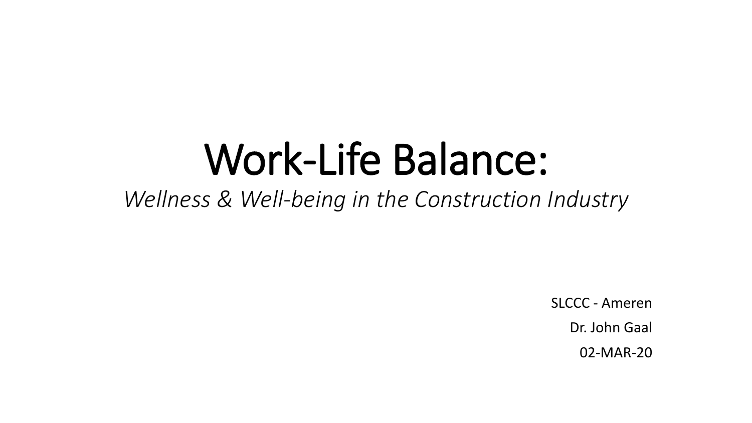# Work-Life Balance:

*Wellness & Well-being in the Construction Industry*

SLCCC - Ameren

Dr. John Gaal

02-MAR-20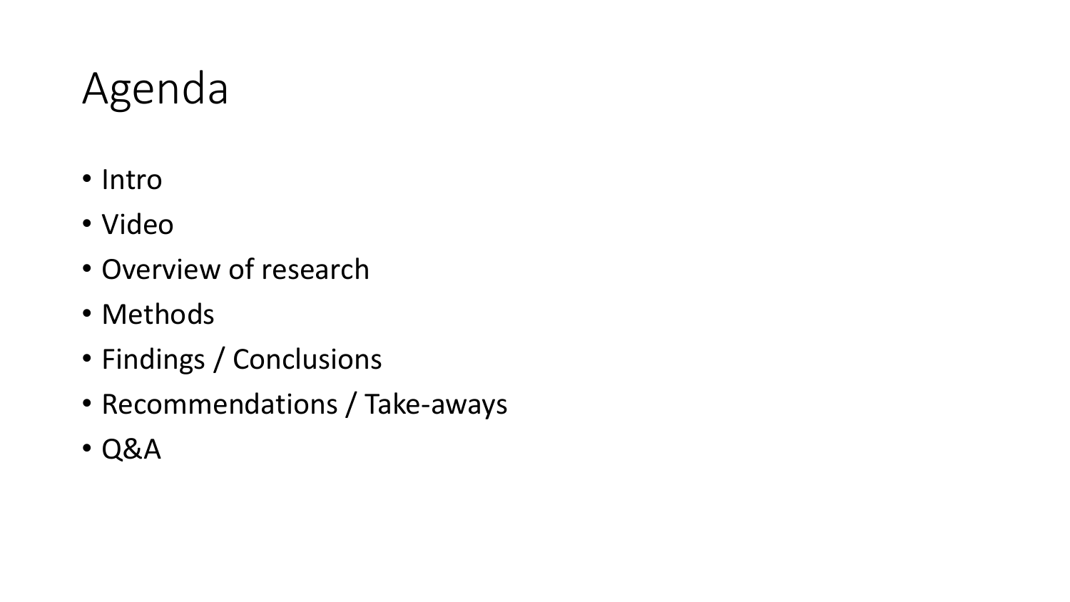# Agenda

- Intro
- Video
- Overview of research
- Methods
- Findings / Conclusions
- Recommendations / Take-aways
- Q&A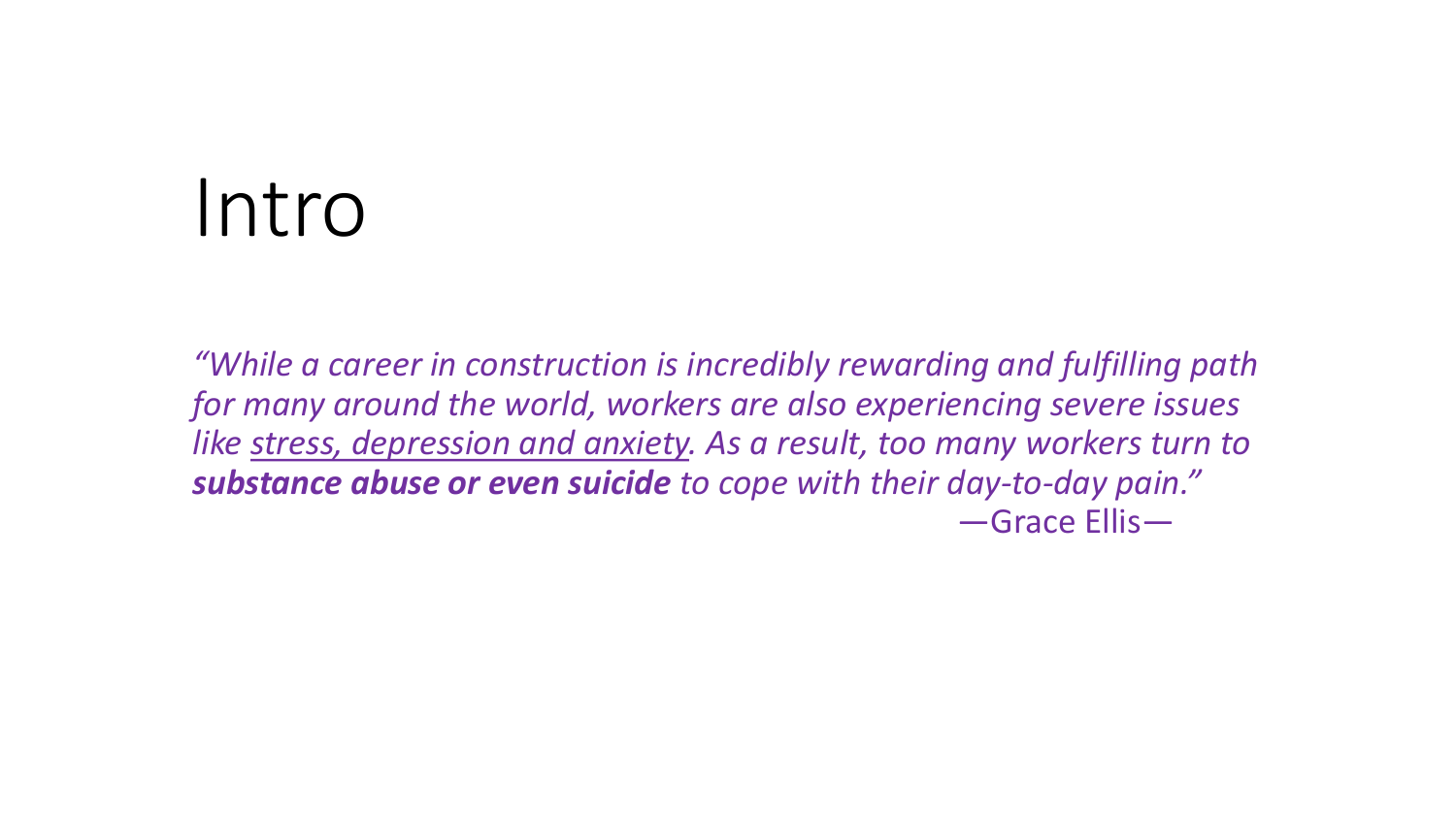# Intro

*"While a career in construction is incredibly rewarding and fulfilling path for many around the world, workers are also experiencing severe issues like <u>stress, depression and anxiety</u>. As a result, too many workers turn to **substance abuse or even suicide** to cope with their day-to-day pain."*

—Grace Ellis—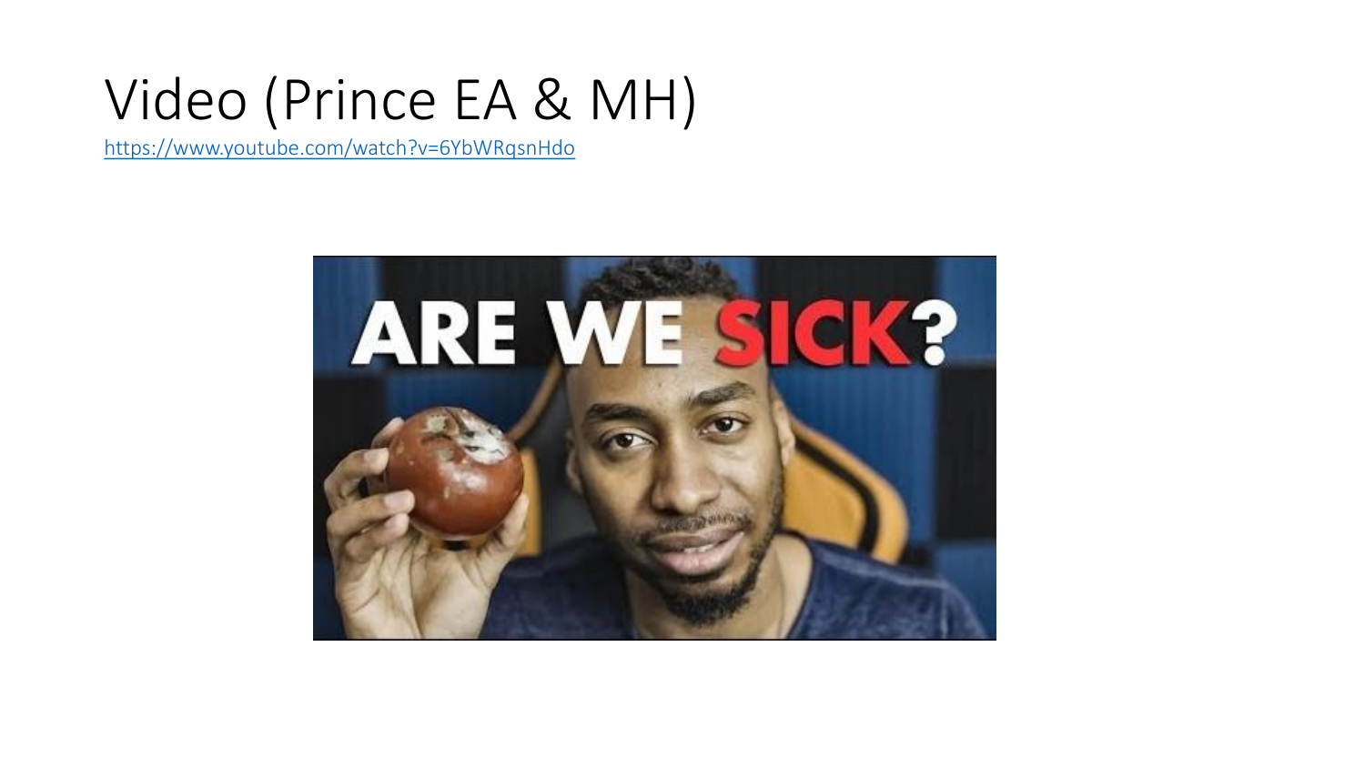# Video (Prince EA & MH)

https://www.youtube.com/watch?v=6YbWRqsnHdo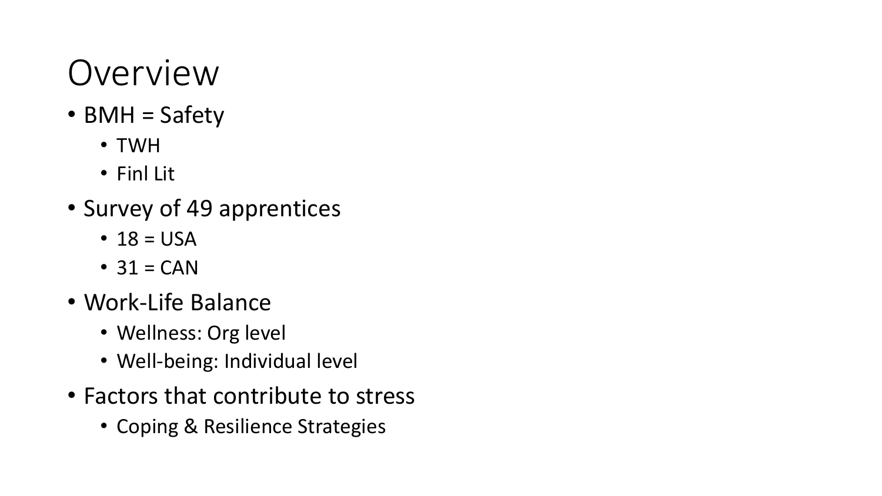# Overview

- BMH = Safety
  - TWH
  - Finl Lit
- Survey of 49 apprentices
  - 18 = USA
  - 31 = CAN
- Work-Life Balance
  - Wellness: Org level
  - Well-being: Individual level
- Factors that contribute to stress
  - Coping & Resilience Strategies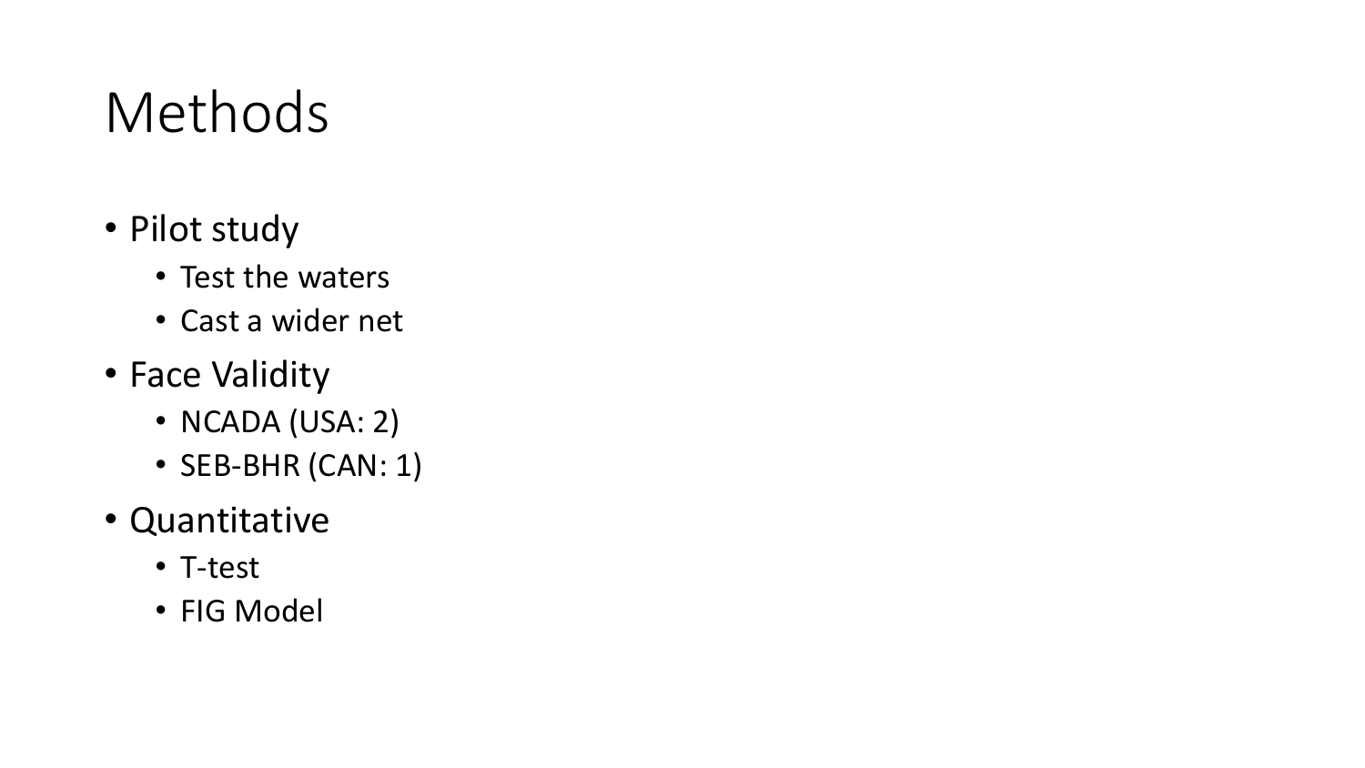# Methods

- Pilot study
  - Test the waters
  - Cast a wider net
- Face Validity
  - NCADA (USA: 2)
  - SEB-BHR (CAN: 1)
- Quantitative
  - T-test
  - FIG Model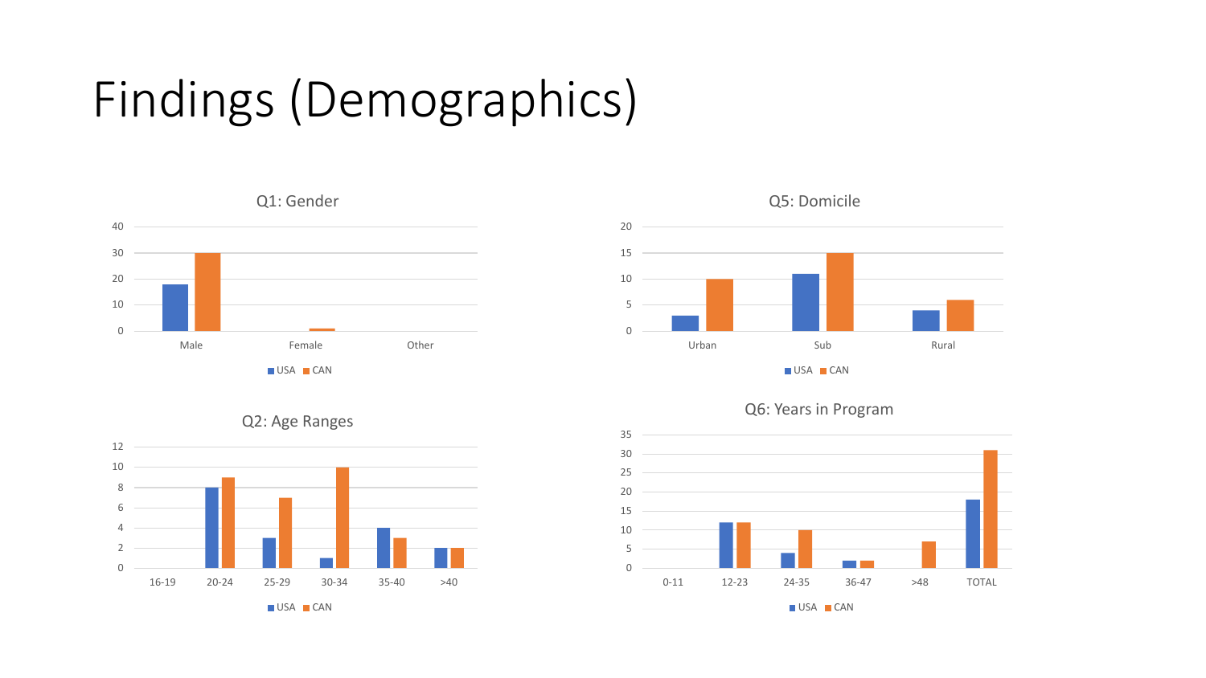# Findings (Demographics)

### Q1: Gender

| | USA | CAN |
|---|---|---|
| Male | 18 | 30 |
| Female | 0 | 1 |
| Other | 0 | 0 |

### Q5: Domicile

| | USA | CAN |
|---|---|---|
| Urban | 3 | 10 |
| Sub | 11 | 15 |
| Rural | 4 | 6 |

### Q2: Age Ranges

| | USA | CAN |
|---|---|---|
| 16-19 | 0 | 0 |
| 20-24 | 8 | 9 |
| 25-29 | 3 | 7 |
| 30-34 | 1 | 10 |
| 35-40 | 4 | 3 |
| >40 | 2 | 2 |

### Q6: Years in Program

| | USA | CAN |
|---|---|---|
| 0-11 | 0 | 0 |
| 12-23 | 12 | 12 |
| 24-35 | 4 | 10 |
| 36-47 | 2 | 2 |
| >48 | 0 | 7 |
| TOTAL | 18 | 31 |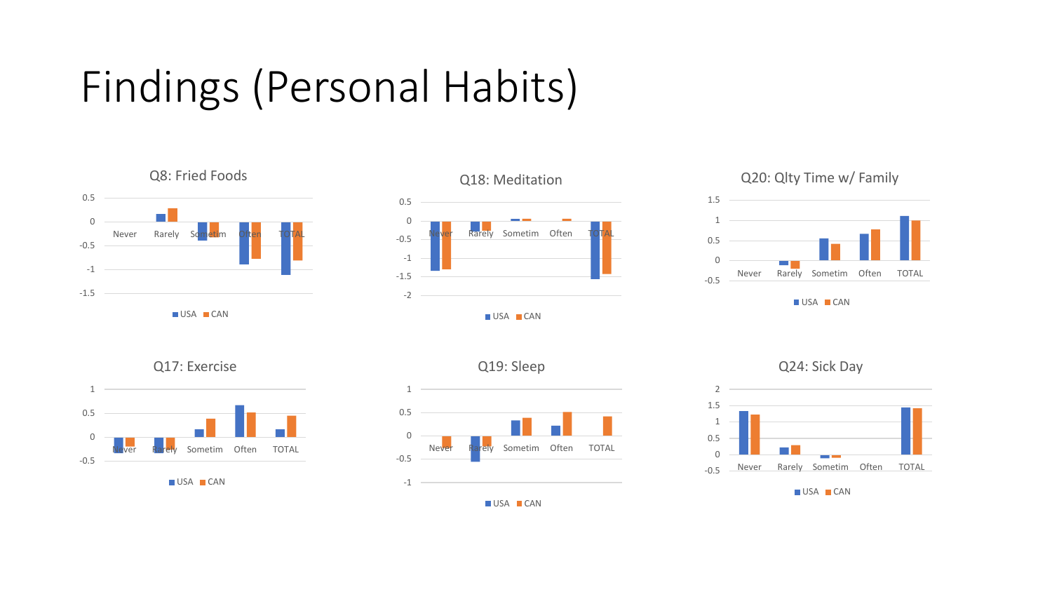# Findings (Personal Habits)

### Q8: Fried Foods

0.5, 0, -0.5, -1, -1.5

Never, Rarely, Sometim, Often, TOTAL

USA CAN

### Q18: Meditation

0.5, 0, -0.5, -1, -1.5, -2

Never, Rarely, Sometim, Often, TOTAL

USA CAN

### Q20: Qlty Time w/ Family

1.5, 1, 0.5, 0, -0.5

Never, Rarely, Sometim, Often, TOTAL

USA CAN

### Q17: Exercise

1, 0.5, 0, -0.5

Never, Rarely, Sometim, Often, TOTAL

USA CAN

### Q19: Sleep

1, 0.5, 0, -0.5, -1

Never, Rarely, Sometim, Often, TOTAL

USA CAN

### Q24: Sick Day

2, 1.5, 1, 0.5, 0, -0.5

Never, Rarely, Sometim, Often, TOTAL

USA CAN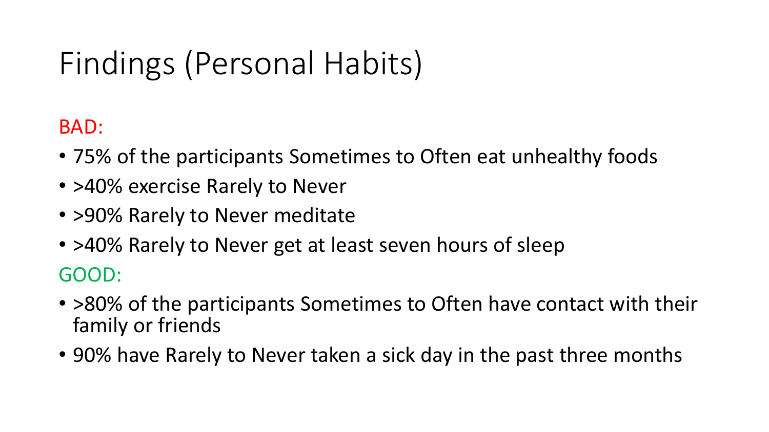# Findings (Personal Habits)

BAD:

- 75% of the participants Sometimes to Often eat unhealthy foods
- >40% exercise Rarely to Never
- >90% Rarely to Never meditate
- >40% Rarely to Never get at least seven hours of sleep

GOOD:

- >80% of the participants Sometimes to Often have contact with their family or friends
- 90% have Rarely to Never taken a sick day in the past three months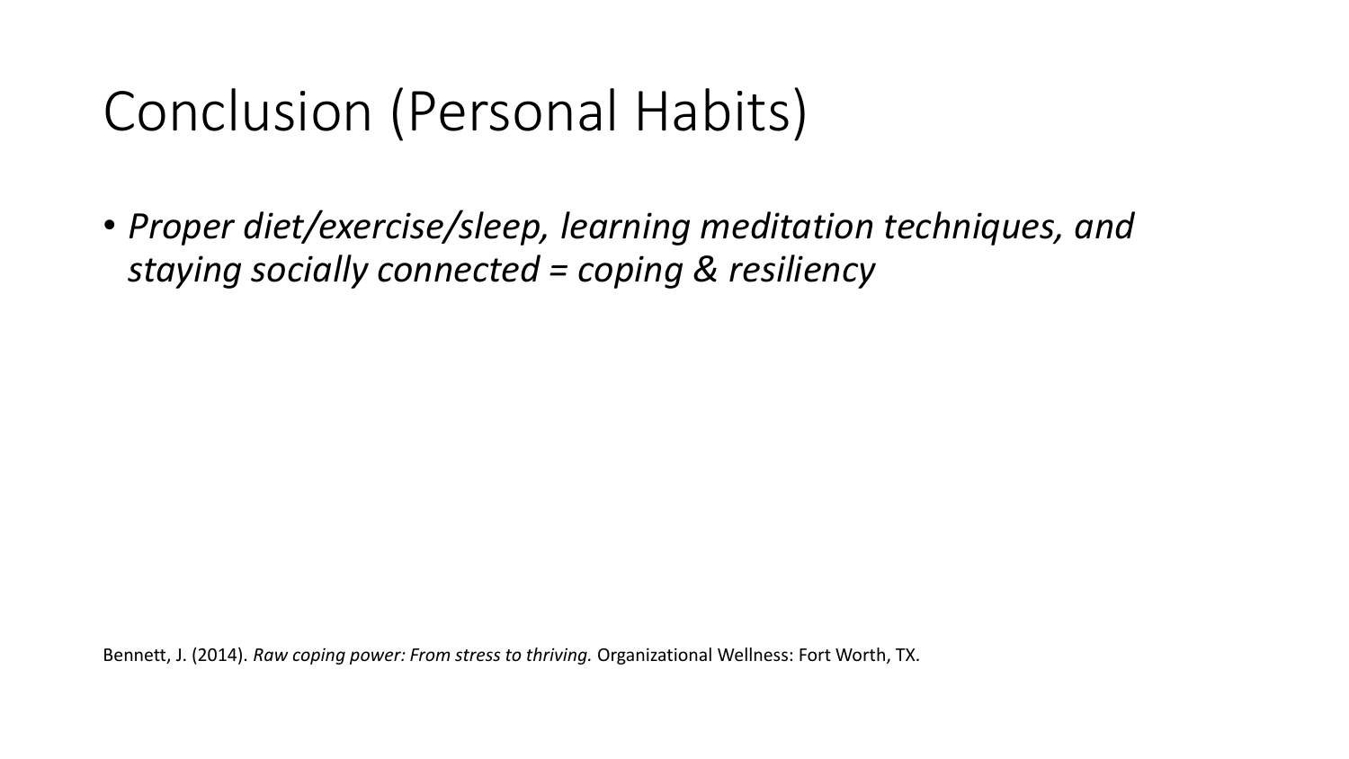# Conclusion (Personal Habits)

- *Proper diet/exercise/sleep, learning meditation techniques, and staying socially connected = coping & resiliency*

Bennett, J. (2014). *Raw coping power: From stress to thriving.* Organizational Wellness: Fort Worth, TX.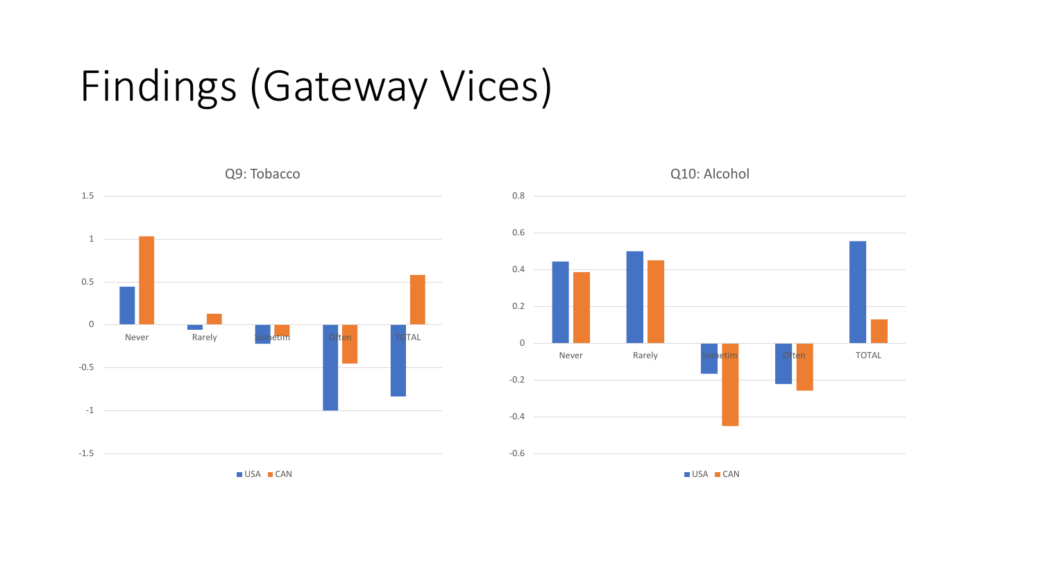# Findings (Gateway Vices)

**Q9: Tobacco**

| | Never | Rarely | Sometim | Often | TOTAL |
|---|---|---|---|---|---|
| USA | 0.44 | -0.06 | -0.22 | -1 | -0.84 |
| CAN | 1.03 | 0.12 | -0.14 | -0.45 | 0.58 |

**Q10: Alcohol**

| | Never | Rarely | Sometim | Often | TOTAL |
|---|---|---|---|---|---|
| USA | 0.44 | 0.5 | -0.16 | -0.22 | 0.55 |
| CAN | 0.38 | 0.45 | -0.45 | -0.26 | 0.13 |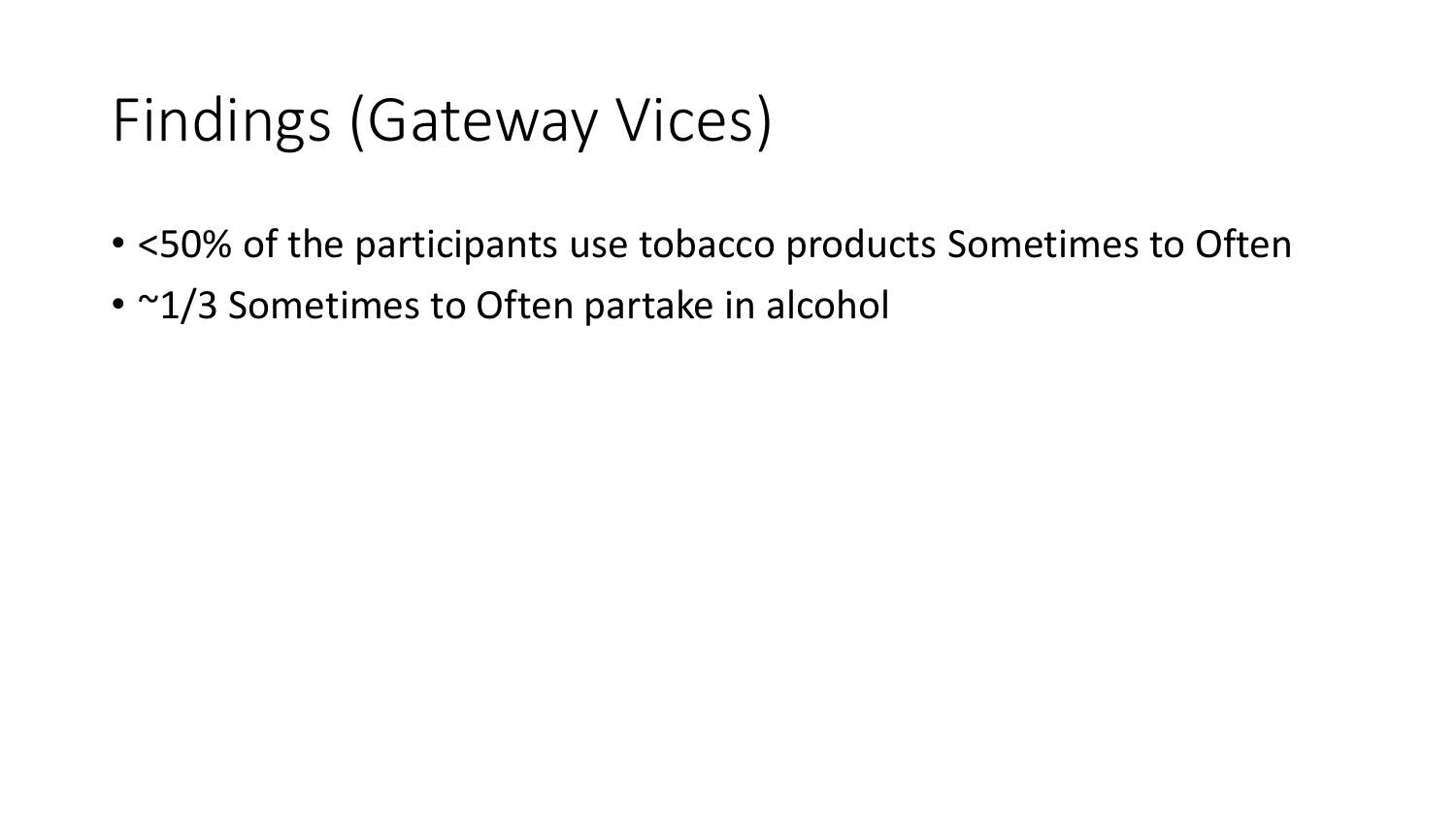# Findings (Gateway Vices)

- <50% of the participants use tobacco products Sometimes to Often
- ~1/3 Sometimes to Often partake in alcohol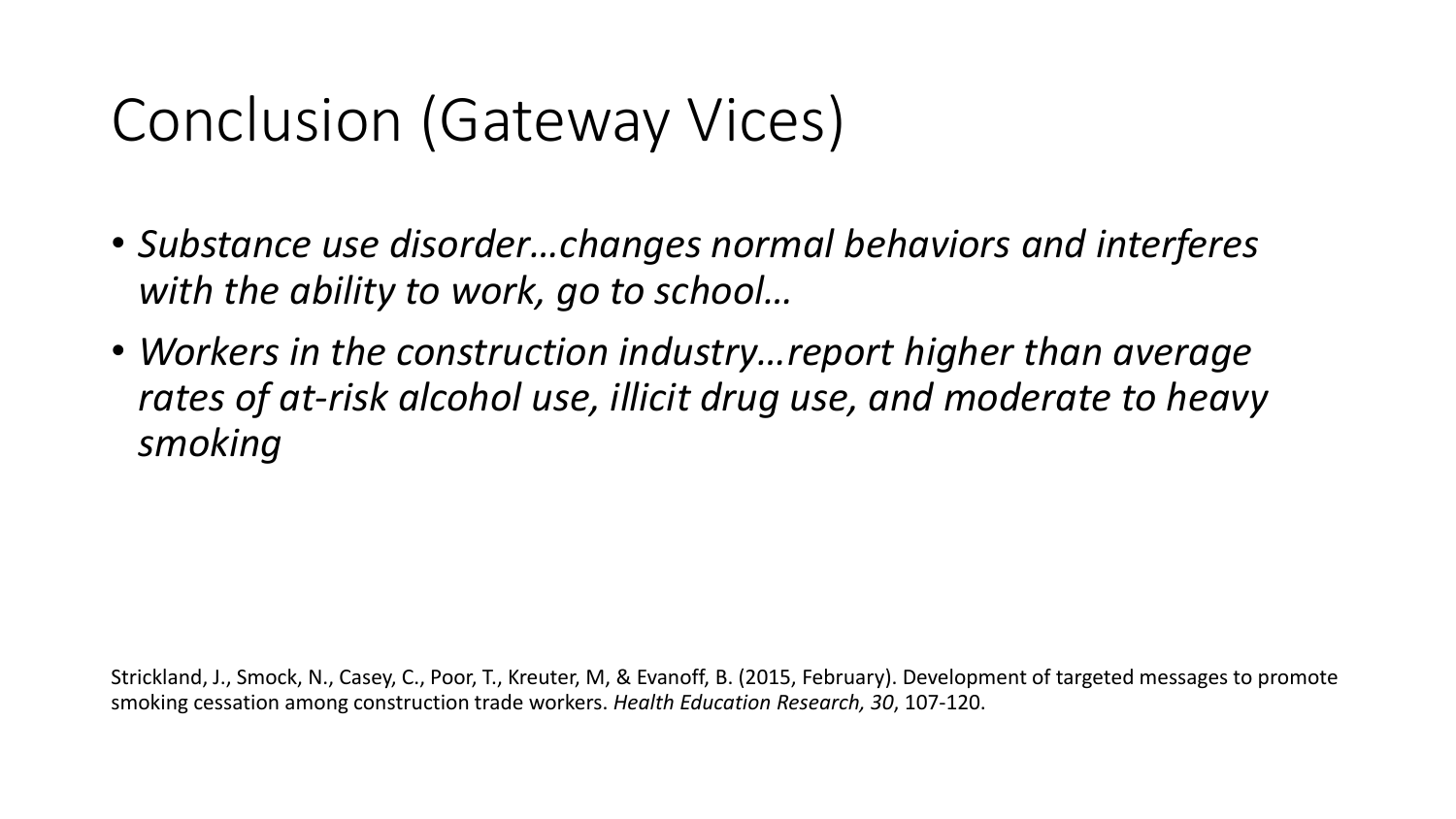# Conclusion (Gateway Vices)

- *Substance use disorder…changes normal behaviors and interferes with the ability to work, go to school…*
- *Workers in the construction industry…report higher than average rates of at-risk alcohol use, illicit drug use, and moderate to heavy smoking*

Strickland, J., Smock, N., Casey, C., Poor, T., Kreuter, M, & Evanoff, B. (2015, February). Development of targeted messages to promote smoking cessation among construction trade workers. *Health Education Research, 30*, 107-120.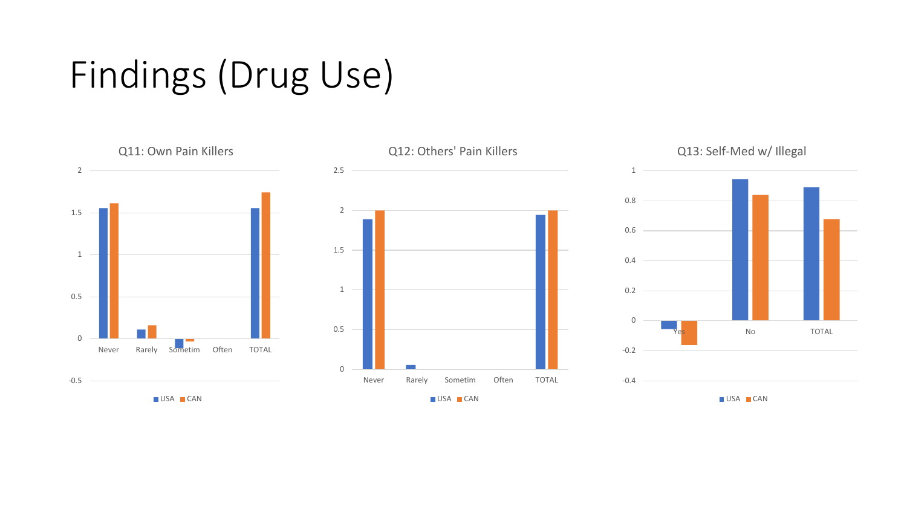# Findings (Drug Use)

Q11: Own Pain Killers

Never, Rarely, Sometim, Often, TOTAL

USA, CAN

Q12: Others' Pain Killers

Never, Rarely, Sometim, Often, TOTAL

USA, CAN

Q13: Self-Med w/ Illegal

Yes, No, TOTAL

USA, CAN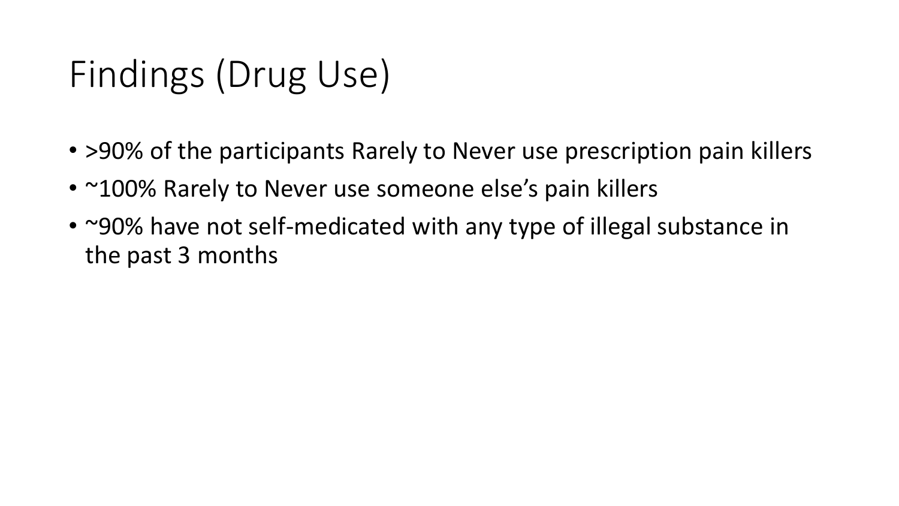# Findings (Drug Use)

- >90% of the participants Rarely to Never use prescription pain killers
- ~100% Rarely to Never use someone else's pain killers
- ~90% have not self-medicated with any type of illegal substance in the past 3 months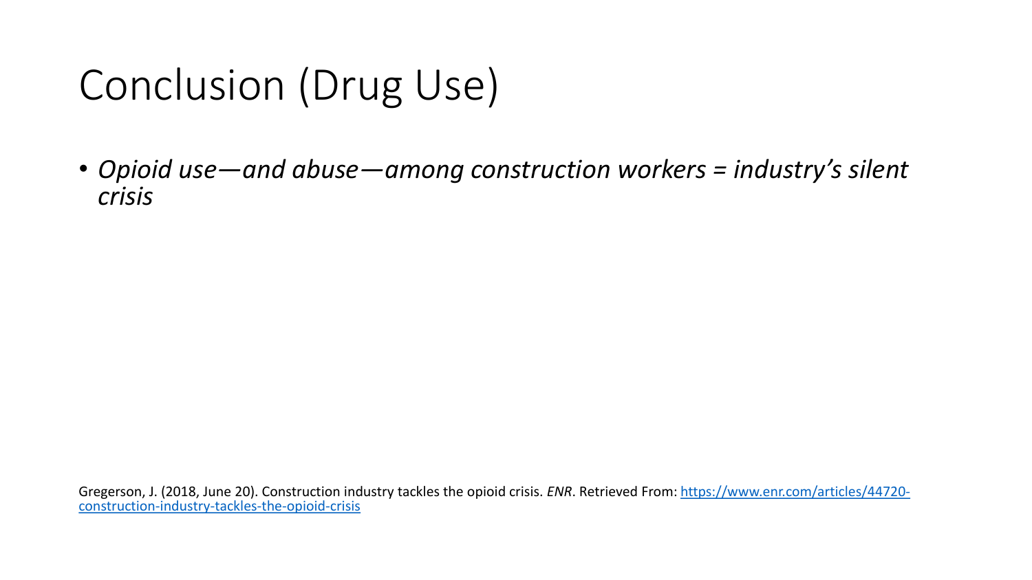# Conclusion (Drug Use)

- *Opioid use—and abuse—among construction workers = industry's silent crisis*

Gregerson, J. (2018, June 20). Construction industry tackles the opioid crisis. *ENR*. Retrieved From: https://www.enr.com/articles/44720-construction-industry-tackles-the-opioid-crisis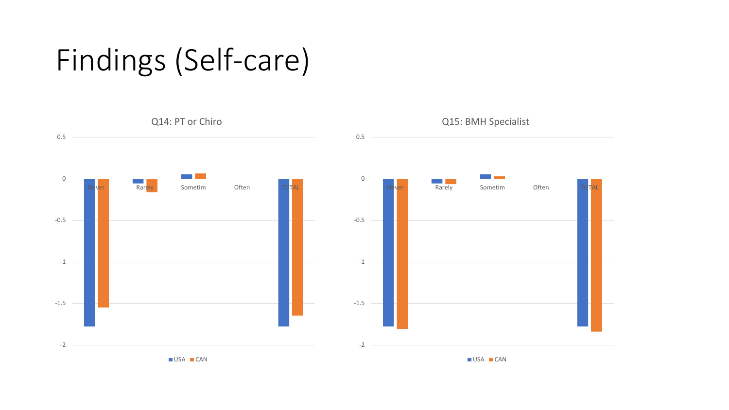# Findings (Self-care)

**Q14: PT or Chiro**

0.5, 0, -0.5, -1, -1.5, -2

Never | Rarely | Sometim | Often | TOTAL

USA | CAN

**Q15: BMH Specialist**

0.5, 0, -0.5, -1, -1.5, -2

Never | Rarely | Sometim | Often | TOTAL

USA | CAN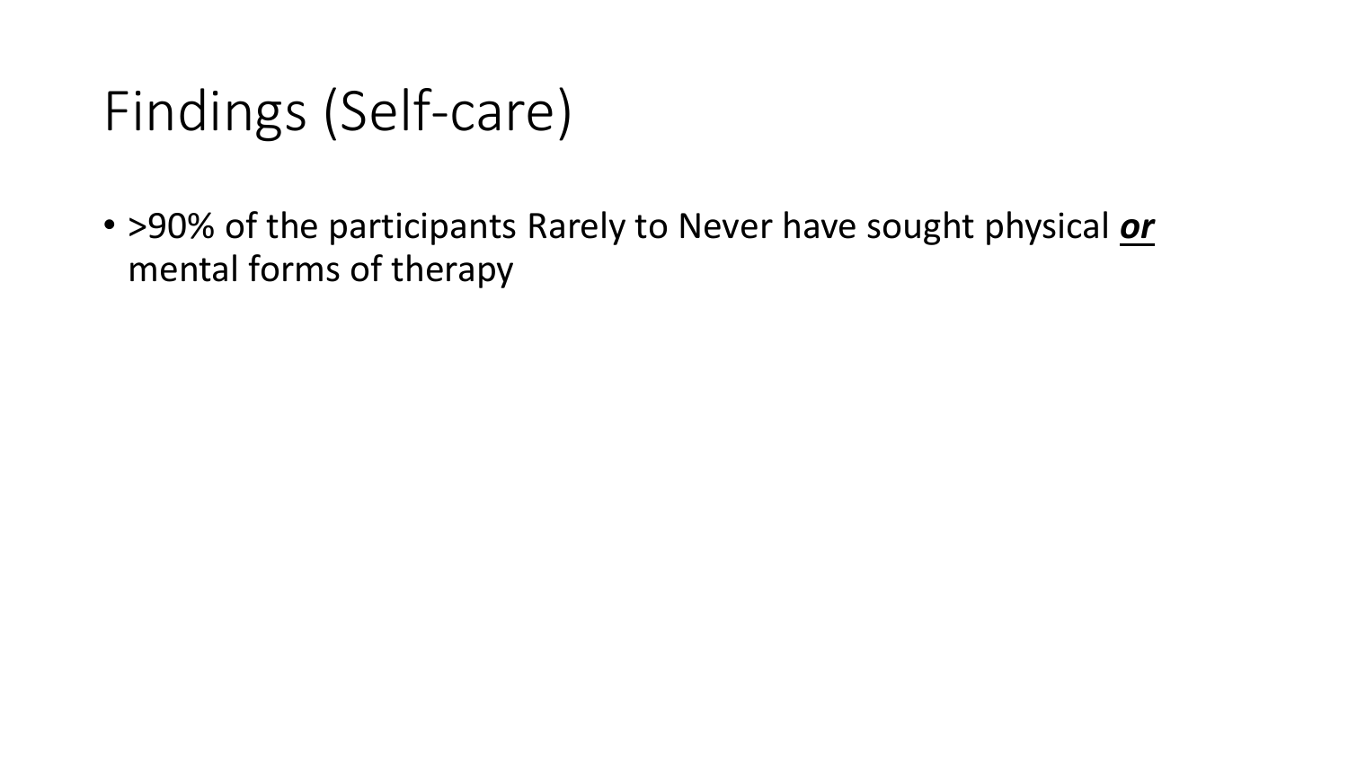# Findings (Self-care)

- >90% of the participants Rarely to Never have sought physical <u>***or***</u> mental forms of therapy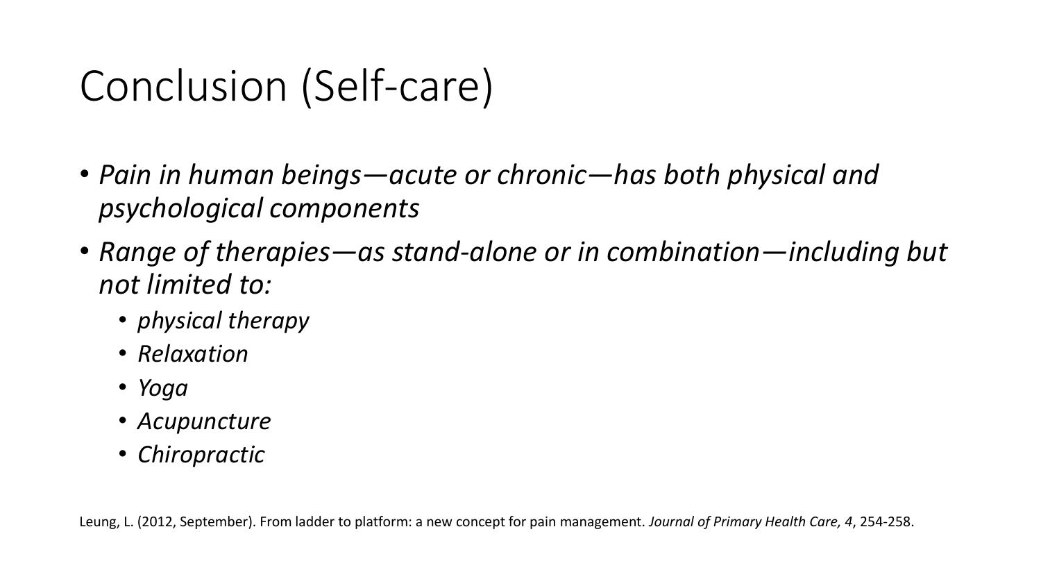# Conclusion (Self-care)

- *Pain in human beings—acute or chronic—has both physical and psychological components*
- *Range of therapies—as stand-alone or in combination—including but not limited to:*
  - *physical therapy*
  - *Relaxation*
  - *Yoga*
  - *Acupuncture*
  - *Chiropractic*

Leung, L. (2012, September). From ladder to platform: a new concept for pain management. *Journal of Primary Health Care, 4*, 254-258.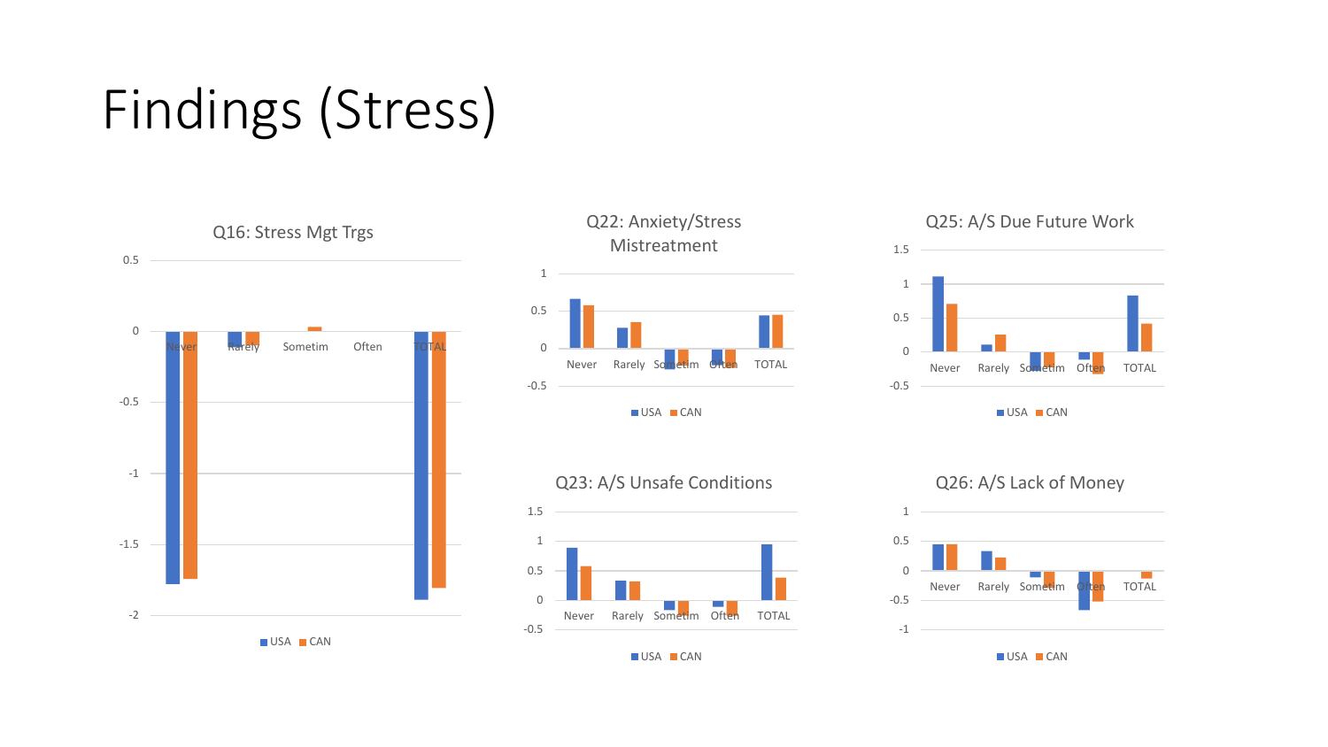# Findings (Stress)

Q16: Stress Mgt Trgs

Q22: Anxiety/Stress Mistreatment

Q25: A/S Due Future Work

Q23: A/S Unsafe Conditions

Q26: A/S Lack of Money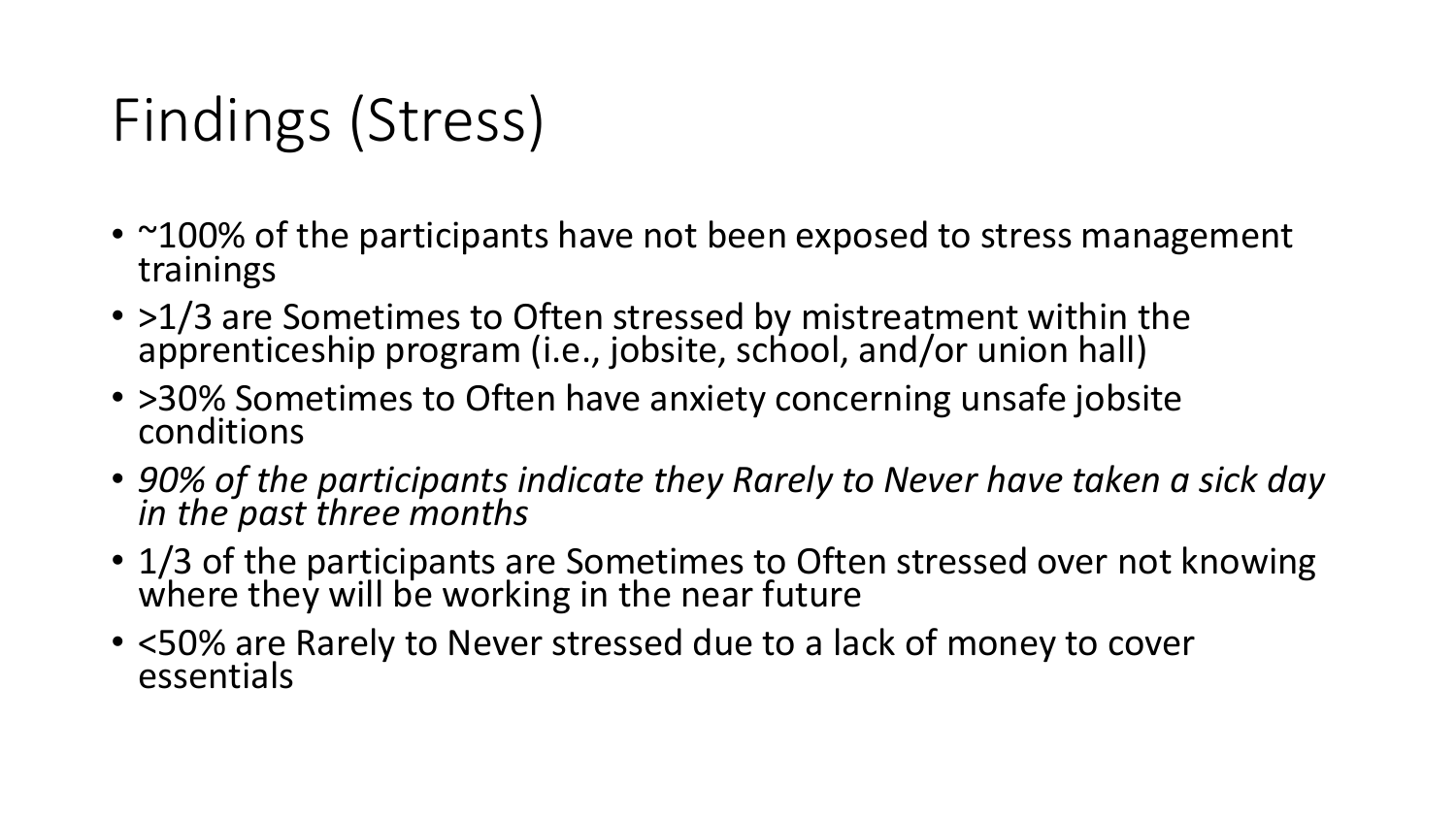# Findings (Stress)

- ~100% of the participants have not been exposed to stress management trainings
- >1/3 are Sometimes to Often stressed by mistreatment within the apprenticeship program (i.e., jobsite, school, and/or union hall)
- >30% Sometimes to Often have anxiety concerning unsafe jobsite conditions
- *90% of the participants indicate they Rarely to Never have taken a sick day in the past three months*
- 1/3 of the participants are Sometimes to Often stressed over not knowing where they will be working in the near future
- <50% are Rarely to Never stressed due to a lack of money to cover essentials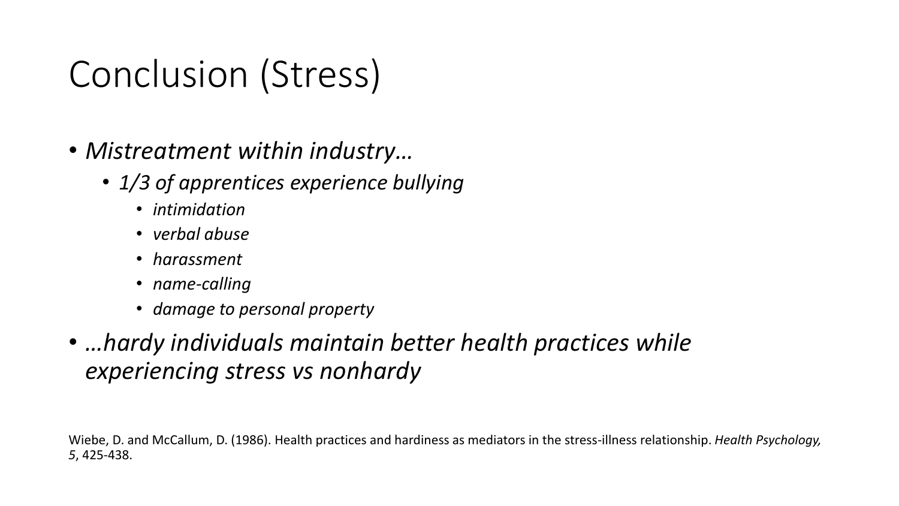# Conclusion (Stress)

- *Mistreatment within industry…*
  - *1/3 of apprentices experience bullying*
    - *intimidation*
    - *verbal abuse*
    - *harassment*
    - *name-calling*
    - *damage to personal property*
- *…hardy individuals maintain better health practices while experiencing stress vs nonhardy*

Wiebe, D. and McCallum, D. (1986). Health practices and hardiness as mediators in the stress-illness relationship. *Health Psychology, 5*, 425-438.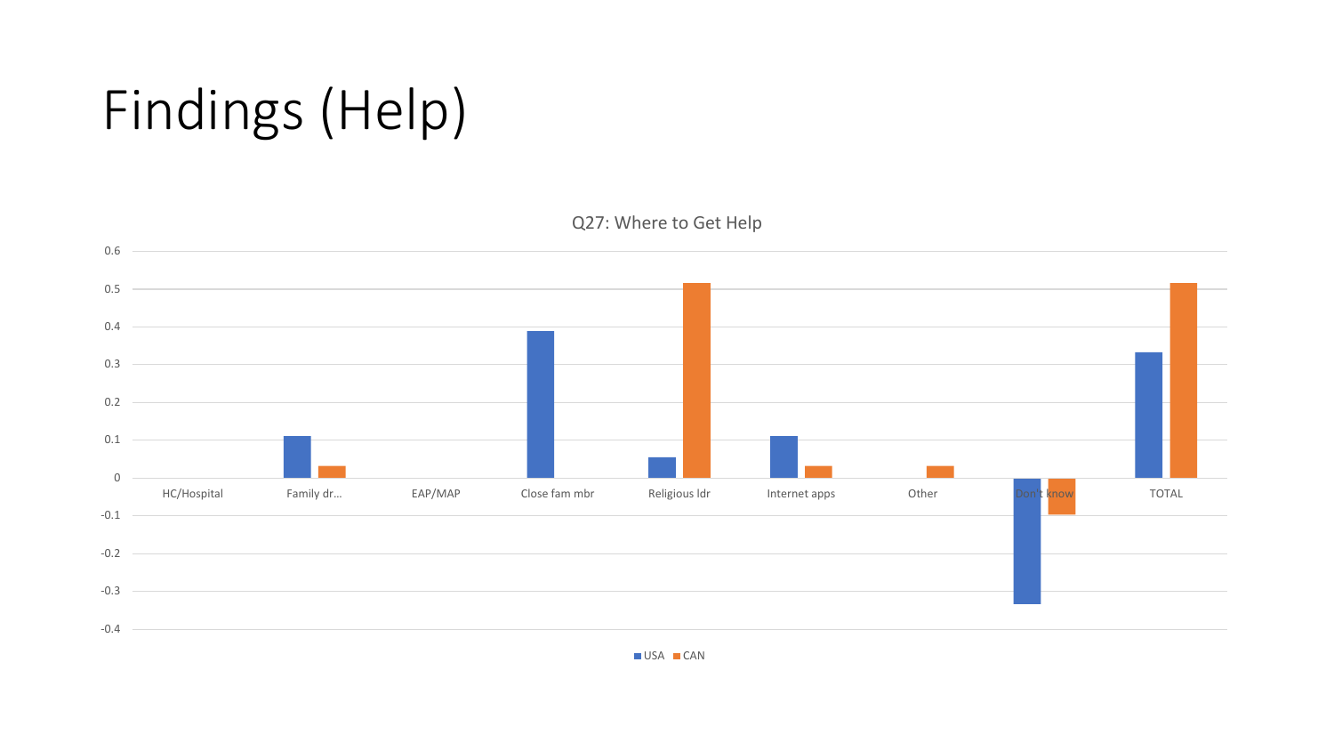# Findings (Help)

Q27: Where to Get Help

| | USA | CAN |
|---|---|---|
| HC/Hospital | | |
| Family dr… | 0.11 | 0.03 |
| EAP/MAP | | |
| Close fam mbr | 0.39 | |
| Religious ldr | 0.055 | 0.516 |
| Internet apps | 0.11 | 0.03 |
| Other | | 0.03 |
| Don't know | -0.333 | -0.097 |
| TOTAL | 0.333 | 0.516 |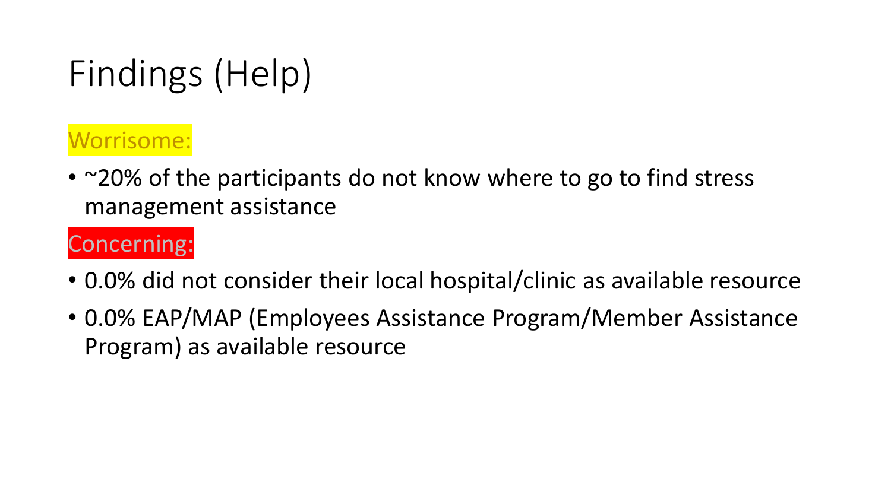# Findings (Help)

Worrisome:

- ~20% of the participants do not know where to go to find stress management assistance

Concerning:

- 0.0% did not consider their local hospital/clinic as available resource
- 0.0% EAP/MAP (Employees Assistance Program/Member Assistance Program) as available resource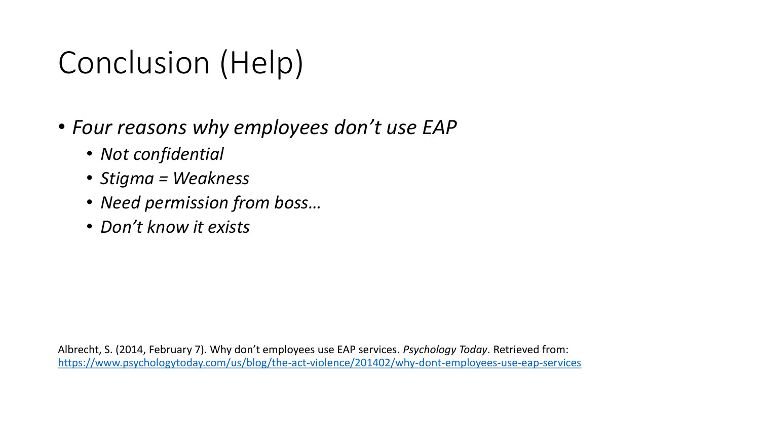# Conclusion (Help)

- *Four reasons why employees don't use EAP*
  - *Not confidential*
  - *Stigma = Weakness*
  - *Need permission from boss…*
  - *Don't know it exists*

Albrecht, S. (2014, February 7). Why don't employees use EAP services. *Psychology Today*. Retrieved from: https://www.psychologytoday.com/us/blog/the-act-violence/201402/why-dont-employees-use-eap-services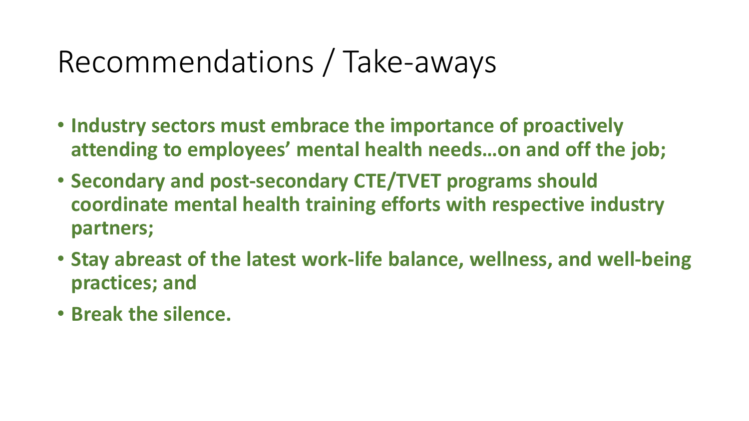# Recommendations / Take-aways

- **Industry sectors must embrace the importance of proactively attending to employees' mental health needs…on and off the job;**
- **Secondary and post-secondary CTE/TVET programs should coordinate mental health training efforts with respective industry partners;**
- **Stay abreast of the latest work-life balance, wellness, and well-being practices; and**
- **Break the silence.**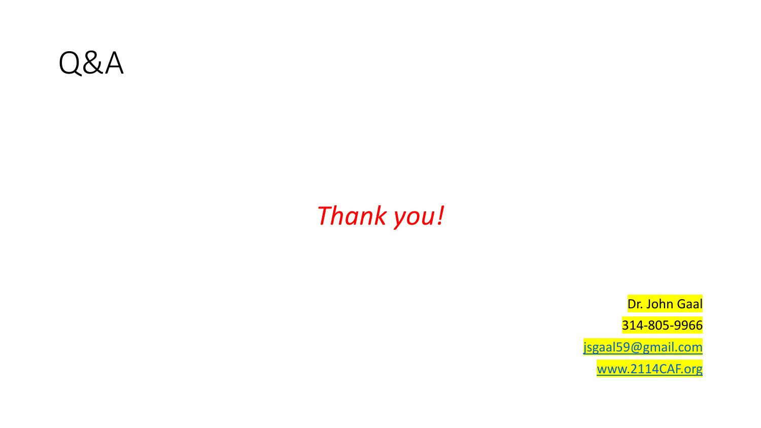# Q&A

*Thank you!*

Dr. John Gaal

314-805-9966

jsgaal59@gmail.com

www.2114CAF.org